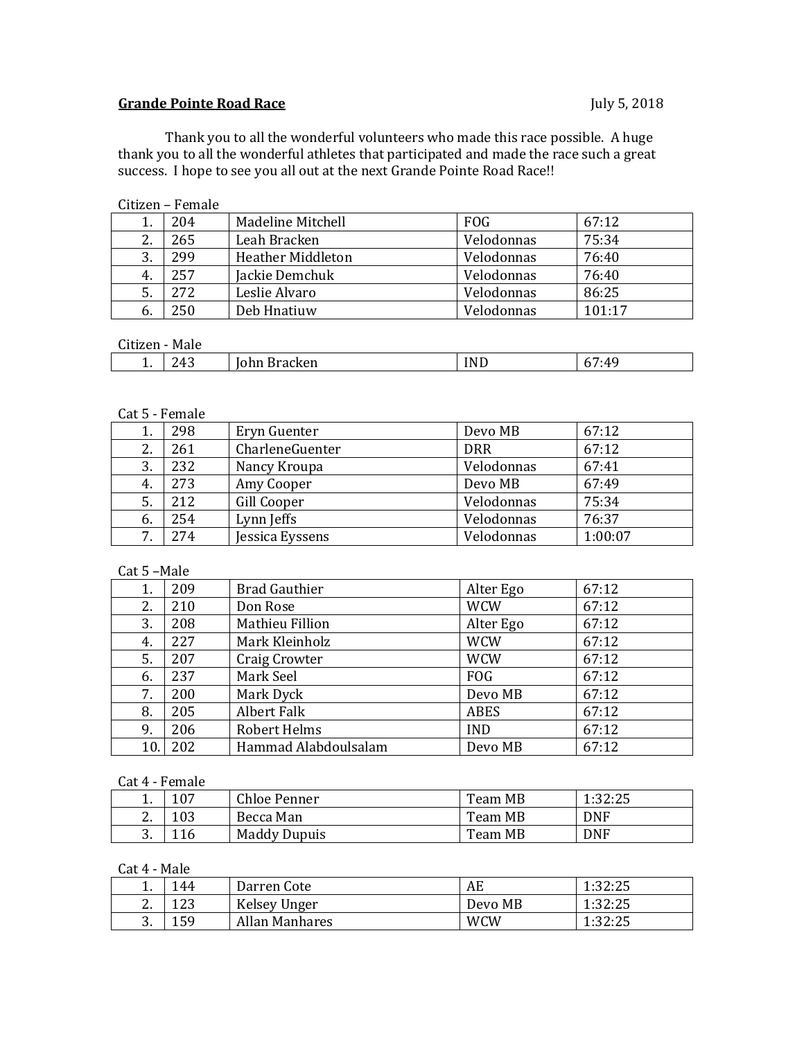**Grande Pointe Road Race** July 5, 2018

Thank you to all the wonderful volunteers who made this race possible. A huge thank you to all the wonderful athletes that participated and made the race such a great success. I hope to see you all out at the next Grande Pointe Road Race!!

Citizen – Female

| | | | | |
|---|---|---|---|---|
| 1. | 204 | Madeline Mitchell | FOG | 67:12 |
| 2. | 265 | Leah Bracken | Velodonnas | 75:34 |
| 3. | 299 | Heather Middleton | Velodonnas | 76:40 |
| 4. | 257 | Jackie Demchuk | Velodonnas | 76:40 |
| 5. | 272 | Leslie Alvaro | Velodonnas | 86:25 |
| 6. | 250 | Deb Hnatiuw | Velodonnas | 101:17 |

Citizen - Male

| | | | | |
|---|---|---|---|---|
| 1. | 243 | John Bracken | IND | 67:49 |

Cat 5 - Female

| | | | | |
|---|---|---|---|---|
| 1. | 298 | Eryn Guenter | Devo MB | 67:12 |
| 2. | 261 | CharleneGuenter | DRR | 67:12 |
| 3. | 232 | Nancy Kroupa | Velodonnas | 67:41 |
| 4. | 273 | Amy Cooper | Devo MB | 67:49 |
| 5. | 212 | Gill Cooper | Velodonnas | 75:34 |
| 6. | 254 | Lynn Jeffs | Velodonnas | 76:37 |
| 7. | 274 | Jessica Eyssens | Velodonnas | 1:00:07 |

Cat 5 –Male

| | | | | |
|---|---|---|---|---|
| 1. | 209 | Brad Gauthier | Alter Ego | 67:12 |
| 2. | 210 | Don Rose | WCW | 67:12 |
| 3. | 208 | Mathieu Fillion | Alter Ego | 67:12 |
| 4. | 227 | Mark Kleinholz | WCW | 67:12 |
| 5. | 207 | Craig Crowter | WCW | 67:12 |
| 6. | 237 | Mark Seel | FOG | 67:12 |
| 7. | 200 | Mark Dyck | Devo MB | 67:12 |
| 8. | 205 | Albert Falk | ABES | 67:12 |
| 9. | 206 | Robert Helms | IND | 67:12 |
| 10. | 202 | Hammad Alabdoulsalam | Devo MB | 67:12 |

Cat 4 - Female

| | | | | |
|---|---|---|---|---|
| 1. | 107 | Chloe Penner | Team MB | 1:32:25 |
| 2. | 103 | Becca Man | Team MB | DNF |
| 3. | 116 | Maddy Dupuis | Team MB | DNF |

Cat 4 - Male

| | | | | |
|---|---|---|---|---|
| 1. | 144 | Darren Cote | AE | 1:32:25 |
| 2. | 123 | Kelsey Unger | Devo MB | 1:32:25 |
| 3. | 159 | Allan Manhares | WCW | 1:32:25 |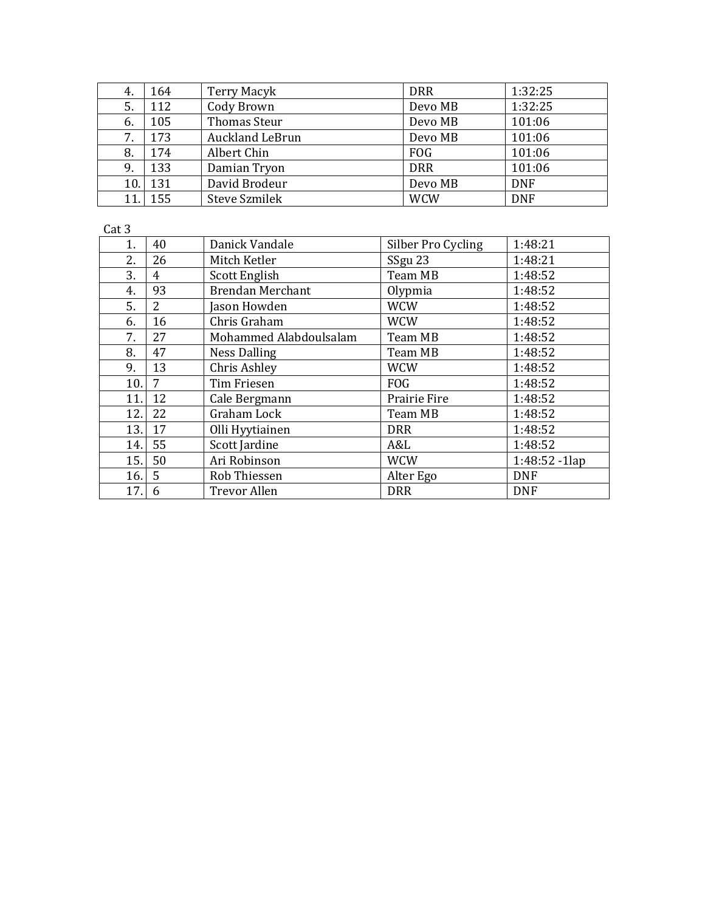| | | | | |
|---|---|---|---|---|
| 4. | 164 | Terry Macyk | DRR | 1:32:25 |
| 5. | 112 | Cody Brown | Devo MB | 1:32:25 |
| 6. | 105 | Thomas Steur | Devo MB | 101:06 |
| 7. | 173 | Auckland LeBrun | Devo MB | 101:06 |
| 8. | 174 | Albert Chin | FOG | 101:06 |
| 9. | 133 | Damian Tryon | DRR | 101:06 |
| 10. | 131 | David Brodeur | Devo MB | DNF |
| 11. | 155 | Steve Szmilek | WCW | DNF |

Cat 3

| | | | | |
|---|---|---|---|---|
| 1. | 40 | Danick Vandale | Silber Pro Cycling | 1:48:21 |
| 2. | 26 | Mitch Ketler | SSgu 23 | 1:48:21 |
| 3. | 4 | Scott English | Team MB | 1:48:52 |
| 4. | 93 | Brendan Merchant | Olypmia | 1:48:52 |
| 5. | 2 | Jason Howden | WCW | 1:48:52 |
| 6. | 16 | Chris Graham | WCW | 1:48:52 |
| 7. | 27 | Mohammed Alabdoulsalam | Team MB | 1:48:52 |
| 8. | 47 | Ness Dalling | Team MB | 1:48:52 |
| 9. | 13 | Chris Ashley | WCW | 1:48:52 |
| 10. | 7 | Tim Friesen | FOG | 1:48:52 |
| 11. | 12 | Cale Bergmann | Prairie Fire | 1:48:52 |
| 12. | 22 | Graham Lock | Team MB | 1:48:52 |
| 13. | 17 | Olli Hyytiainen | DRR | 1:48:52 |
| 14. | 55 | Scott Jardine | A&L | 1:48:52 |
| 15. | 50 | Ari Robinson | WCW | 1:48:52 -1lap |
| 16. | 5 | Rob Thiessen | Alter Ego | DNF |
| 17. | 6 | Trevor Allen | DRR | DNF |